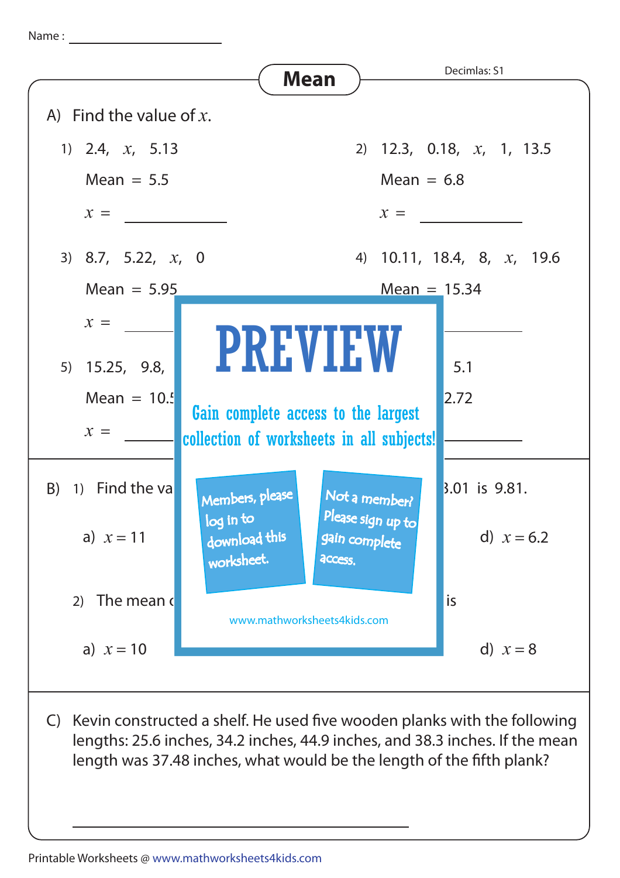Name : ____________________

# Mean

Decimlas: S1

A) Find the value of $x$.

1) 2.4, $x$, 5.13

Mean = 5.5

$x$ = ____________

2) 12.3, 0.18, $x$, 1, 13.5

Mean = 6.8

$x$ = ____________

3) 8.7, 5.22, $x$, 0

Mean = 5.95

$x$ = ____________

4) 10.11, 18.4, 8, $x$, 19.6

Mean = 15.34

____________

5) 15.25, 9.8,

Mean = 10.5

$x$ = ____________

5.1

2.72

____________

PREVIEW

Gain complete access to the largest collection of worksheets in all subjects!

Members, please log in to download this worksheet.

Not a member? Please sign up to gain complete access.

www.mathworksheets4kids.com

B) 1) Find the va ... 3.01 is 9.81.

a) $x = 11$

d) $x = 6.2$

2) The mean ... is

a) $x = 10$

d) $x = 8$

C) Kevin constructed a shelf. He used five wooden planks with the following lengths: 25.6 inches, 34.2 inches, 44.9 inches, and 38.3 inches. If the mean length was 37.48 inches, what would be the length of the fifth plank?

____________________________________________

Printable Worksheets @ www.mathworksheets4kids.com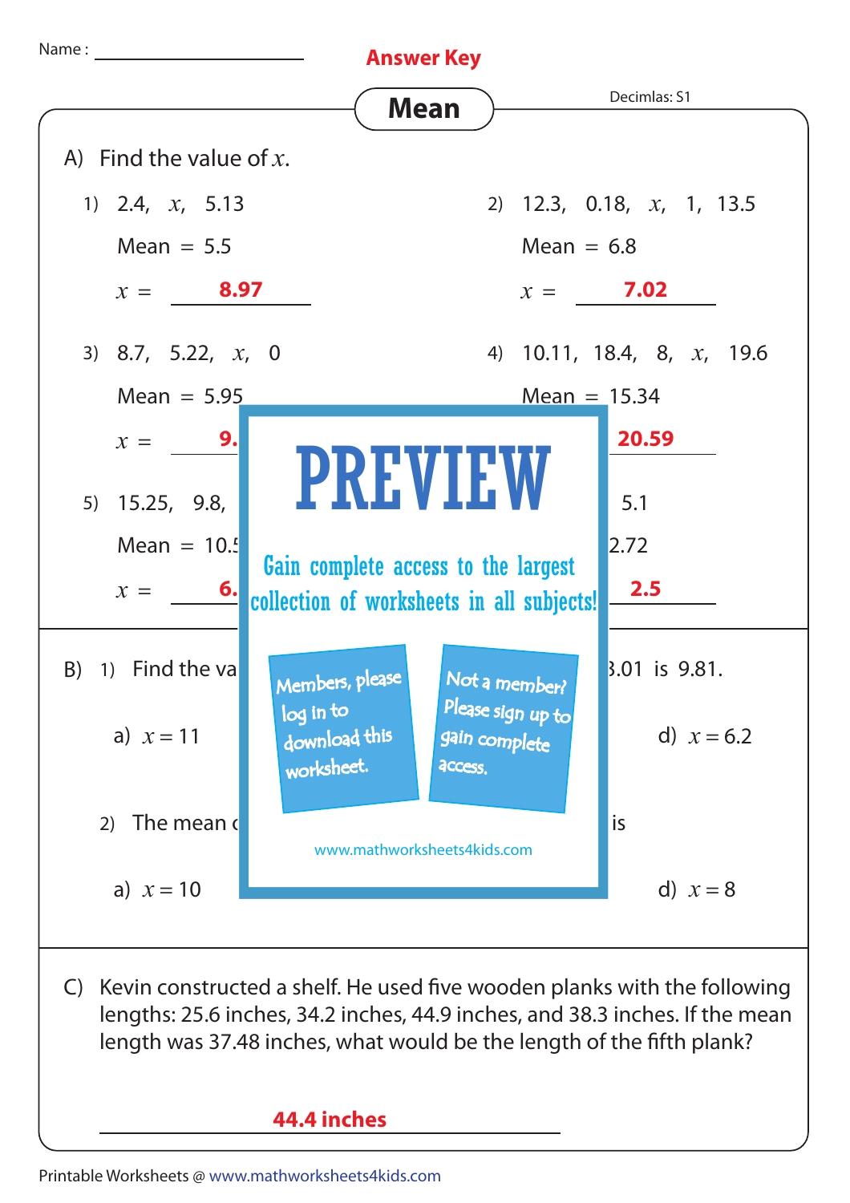Name : ________________

**Answer Key**

# Mean

Decimlas: S1

A) Find the value of $x$.

1) 2.4, $x$, 5.13

Mean = 5.5

$x$ = **8.97**

2) 12.3, 0.18, $x$, 1, 13.5

Mean = 6.8

$x$ = **7.02**

3) 8.7, 5.22, $x$, 0

Mean = 5.95

$x$ = **9.**

4) 10.11, 18.4, 8, $x$, 19.6

Mean = 15.34

**20.59**

5) 15.25, 9.8,

Mean = 10.5

$x$ = **6.**

5.1

2.72

**2.5**

PREVIEW

Gain complete access to the largest collection of worksheets in all subjects!

Members, please log in to download this worksheet.

Not a member? Please sign up to gain complete access.

www.mathworksheets4kids.com

B) 1) Find the va ... 3.01 is 9.81.

a) $x = 11$

d) $x = 6.2$

2) The mean o ... is

a) $x = 10$

d) $x = 8$

C) Kevin constructed a shelf. He used five wooden planks with the following lengths: 25.6 inches, 34.2 inches, 44.9 inches, and 38.3 inches. If the mean length was 37.48 inches, what would be the length of the fifth plank?

**44.4 inches**

Printable Worksheets @ www.mathworksheets4kids.com